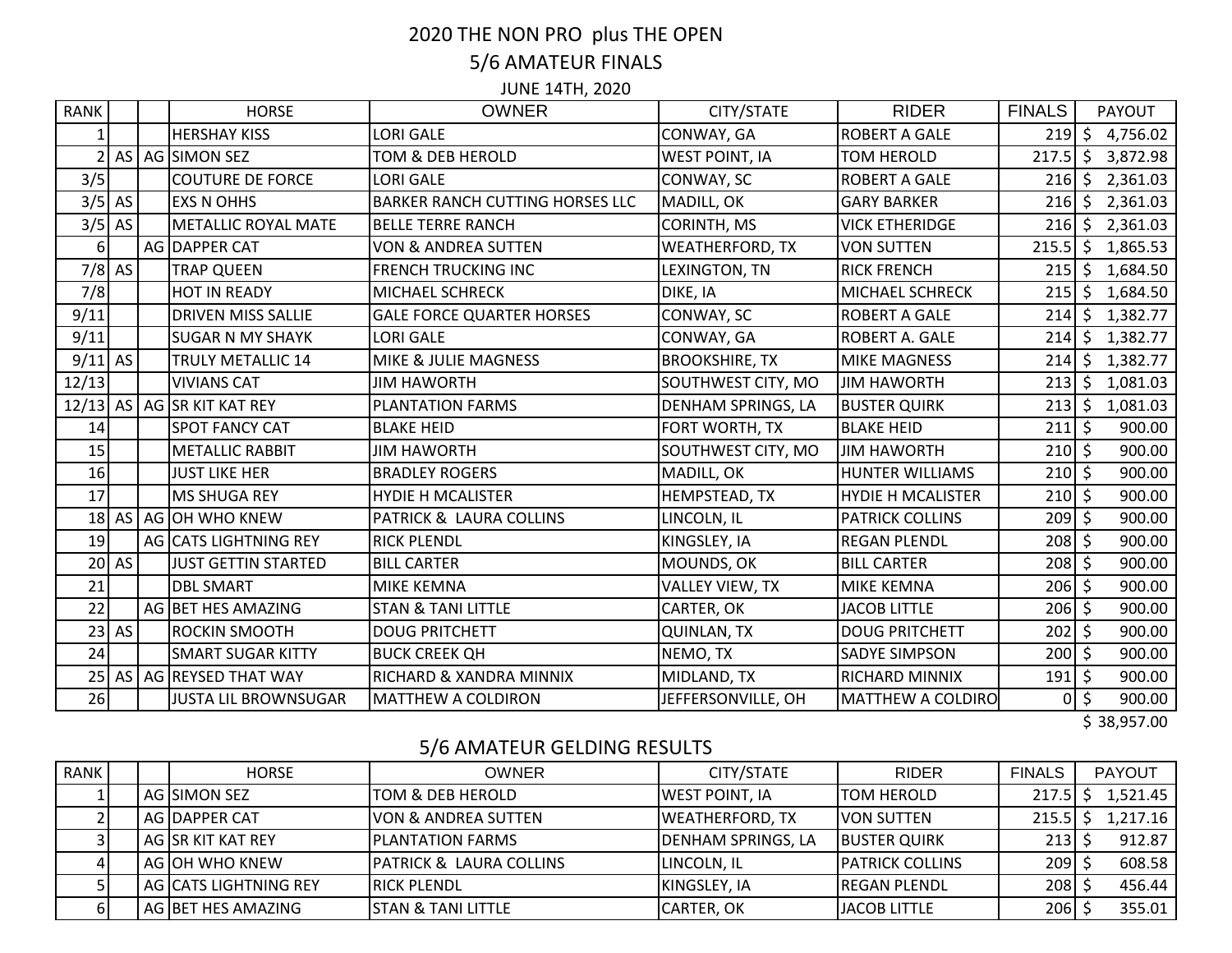# 2020 THE NON PRO plus THE OPEN

## 5/6 AMATEUR FINALS

JUNE 14TH, 2020

| RANK | | | HORSE | OWNER | CITY/STATE | RIDER | FINALS | PAYOUT |
|---|---|---|---|---|---|---|---|---|
| 1 | | | HERSHAY KISS | LORI GALE | CONWAY, GA | ROBERT A GALE | 219 | $ 4,756.02 |
| 2 | AS | AG | SIMON SEZ | TOM & DEB HEROLD | WEST POINT, IA | TOM HEROLD | 217.5 | $ 3,872.98 |
| 3/5 | | | COUTURE DE FORCE | LORI GALE | CONWAY, SC | ROBERT A GALE | 216 | $ 2,361.03 |
| 3/5 | AS | | EXS N OHHS | BARKER RANCH CUTTING HORSES LLC | MADILL, OK | GARY BARKER | 216 | $ 2,361.03 |
| 3/5 | AS | | METALLIC ROYAL MATE | BELLE TERRE RANCH | CORINTH, MS | VICK ETHERIDGE | 216 | $ 2,361.03 |
| 6 | | AG | DAPPER CAT | VON & ANDREA SUTTEN | WEATHERFORD, TX | VON SUTTEN | 215.5 | $ 1,865.53 |
| 7/8 | AS | | TRAP QUEEN | FRENCH TRUCKING INC | LEXINGTON, TN | RICK FRENCH | 215 | $ 1,684.50 |
| 7/8 | | | HOT IN READY | MICHAEL SCHRECK | DIKE, IA | MICHAEL SCHRECK | 215 | $ 1,684.50 |
| 9/11 | | | DRIVEN MISS SALLIE | GALE FORCE QUARTER HORSES | CONWAY, SC | ROBERT A GALE | 214 | $ 1,382.77 |
| 9/11 | | | SUGAR N MY SHAYK | LORI GALE | CONWAY, GA | ROBERT A. GALE | 214 | $ 1,382.77 |
| 9/11 | AS | | TRULY METALLIC 14 | MIKE & JULIE MAGNESS | BROOKSHIRE, TX | MIKE MAGNESS | 214 | $ 1,382.77 |
| 12/13 | | | VIVIANS CAT | JIM HAWORTH | SOUTHWEST CITY, MO | JIM HAWORTH | 213 | $ 1,081.03 |
| 12/13 | AS | AG | SR KIT KAT REY | PLANTATION FARMS | DENHAM SPRINGS, LA | BUSTER QUIRK | 213 | $ 1,081.03 |
| 14 | | | SPOT FANCY CAT | BLAKE HEID | FORT WORTH, TX | BLAKE HEID | 211 | $ 900.00 |
| 15 | | | METALLIC RABBIT | JIM HAWORTH | SOUTHWEST CITY, MO | JIM HAWORTH | 210 | $ 900.00 |
| 16 | | | JUST LIKE HER | BRADLEY ROGERS | MADILL, OK | HUNTER WILLIAMS | 210 | $ 900.00 |
| 17 | | | MS SHUGA REY | HYDIE H MCALISTER | HEMPSTEAD, TX | HYDIE H MCALISTER | 210 | $ 900.00 |
| 18 | AS | AG | OH WHO KNEW | PATRICK & LAURA COLLINS | LINCOLN, IL | PATRICK COLLINS | 209 | $ 900.00 |
| 19 | | AG | CATS LIGHTNING REY | RICK PLENDL | KINGSLEY, IA | REGAN PLENDL | 208 | $ 900.00 |
| 20 | AS | | JUST GETTIN STARTED | BILL CARTER | MOUNDS, OK | BILL CARTER | 208 | $ 900.00 |
| 21 | | | DBL SMART | MIKE KEMNA | VALLEY VIEW, TX | MIKE KEMNA | 206 | $ 900.00 |
| 22 | | AG | BET HES AMAZING | STAN & TANI LITTLE | CARTER, OK | JACOB LITTLE | 206 | $ 900.00 |
| 23 | AS | | ROCKIN SMOOTH | DOUG PRITCHETT | QUINLAN, TX | DOUG PRITCHETT | 202 | $ 900.00 |
| 24 | | | SMART SUGAR KITTY | BUCK CREEK QH | NEMO, TX | SADYE SIMPSON | 200 | $ 900.00 |
| 25 | AS | AG | REYSED THAT WAY | RICHARD & XANDRA MINNIX | MIDLAND, TX | RICHARD MINNIX | 191 | $ 900.00 |
| 26 | | | JUSTA LIL BROWNSUGAR | MATTHEW A COLDIRON | JEFFERSONVILLE, OH | MATTHEW A COLDIRO | 0 | $ 900.00 |
| | | | | | | | | $ 38,957.00 |

## 5/6 AMATEUR GELDING RESULTS

| RANK | | | HORSE | OWNER | CITY/STATE | RIDER | FINALS | PAYOUT |
|---|---|---|---|---|---|---|---|---|
| 1 | | AG | SIMON SEZ | TOM & DEB HEROLD | WEST POINT, IA | TOM HEROLD | 217.5 | $ 1,521.45 |
| 2 | | AG | DAPPER CAT | VON & ANDREA SUTTEN | WEATHERFORD, TX | VON SUTTEN | 215.5 | $ 1,217.16 |
| 3 | | AG | SR KIT KAT REY | PLANTATION FARMS | DENHAM SPRINGS, LA | BUSTER QUIRK | 213 | $ 912.87 |
| 4 | | AG | OH WHO KNEW | PATRICK & LAURA COLLINS | LINCOLN, IL | PATRICK COLLINS | 209 | $ 608.58 |
| 5 | | AG | CATS LIGHTNING REY | RICK PLENDL | KINGSLEY, IA | REGAN PLENDL | 208 | $ 456.44 |
| 6 | | AG | BET HES AMAZING | STAN & TANI LITTLE | CARTER, OK | JACOB LITTLE | 206 | $ 355.01 |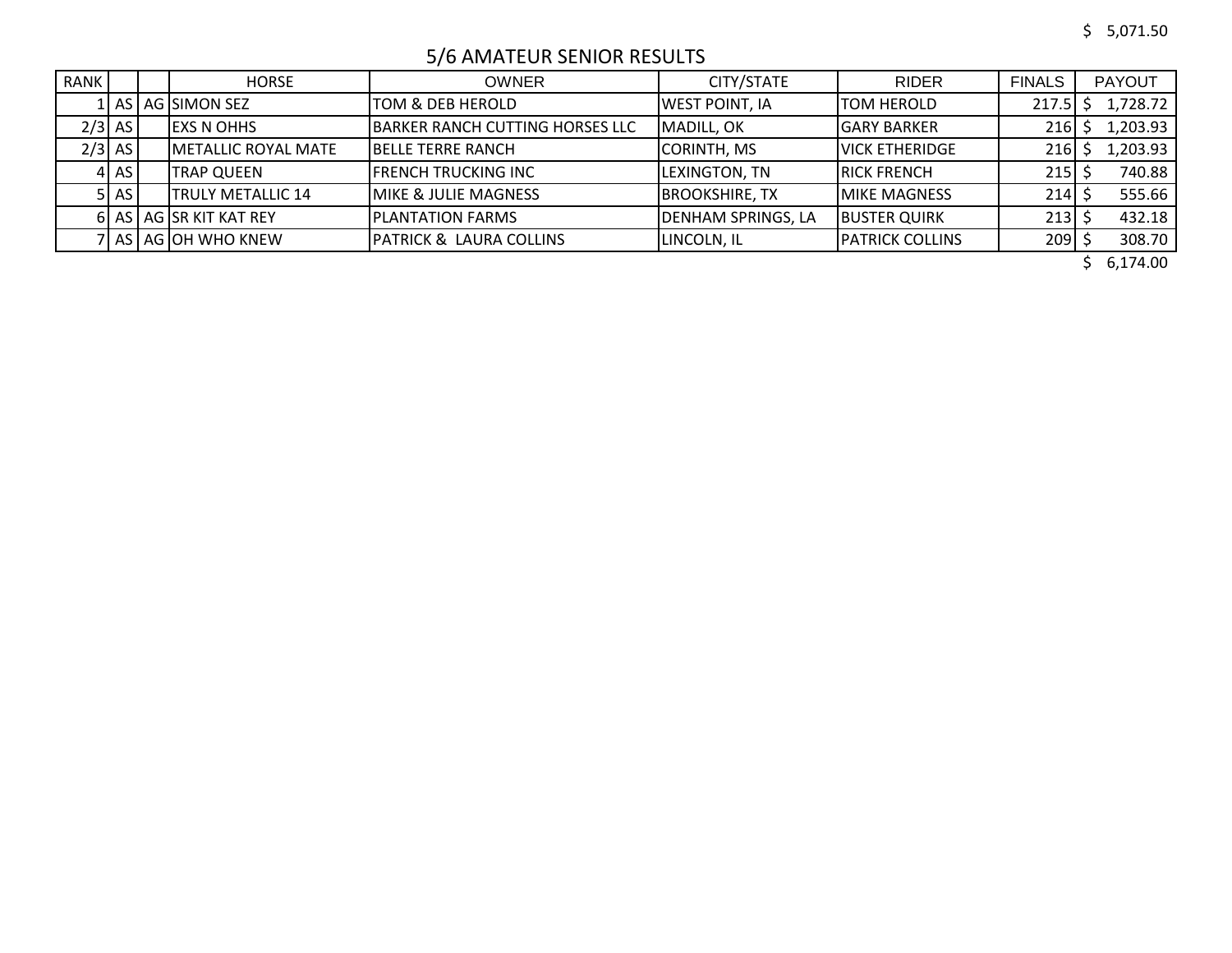$ 5,071.50

# 5/6 AMATEUR SENIOR RESULTS

| RANK | | | HORSE | OWNER | CITY/STATE | RIDER | FINALS | PAYOUT |
|---|---|---|---|---|---|---|---|---|
| 1 | AS | AG | SIMON SEZ | TOM & DEB HEROLD | WEST POINT, IA | TOM HEROLD | 217.5 | $ 1,728.72 |
| 2/3 | AS | | EXS N OHHS | BARKER RANCH CUTTING HORSES LLC | MADILL, OK | GARY BARKER | 216 | $ 1,203.93 |
| 2/3 | AS | | METALLIC ROYAL MATE | BELLE TERRE RANCH | CORINTH, MS | VICK ETHERIDGE | 216 | $ 1,203.93 |
| 4 | AS | | TRAP QUEEN | FRENCH TRUCKING INC | LEXINGTON, TN | RICK FRENCH | 215 | $ 740.88 |
| 5 | AS | | TRULY METALLIC 14 | MIKE & JULIE MAGNESS | BROOKSHIRE, TX | MIKE MAGNESS | 214 | $ 555.66 |
| 6 | AS | AG | SR KIT KAT REY | PLANTATION FARMS | DENHAM SPRINGS, LA | BUSTER QUIRK | 213 | $ 432.18 |
| 7 | AS | AG | OH WHO KNEW | PATRICK & LAURA COLLINS | LINCOLN, IL | PATRICK COLLINS | 209 | $ 308.70 |

$ 6,174.00